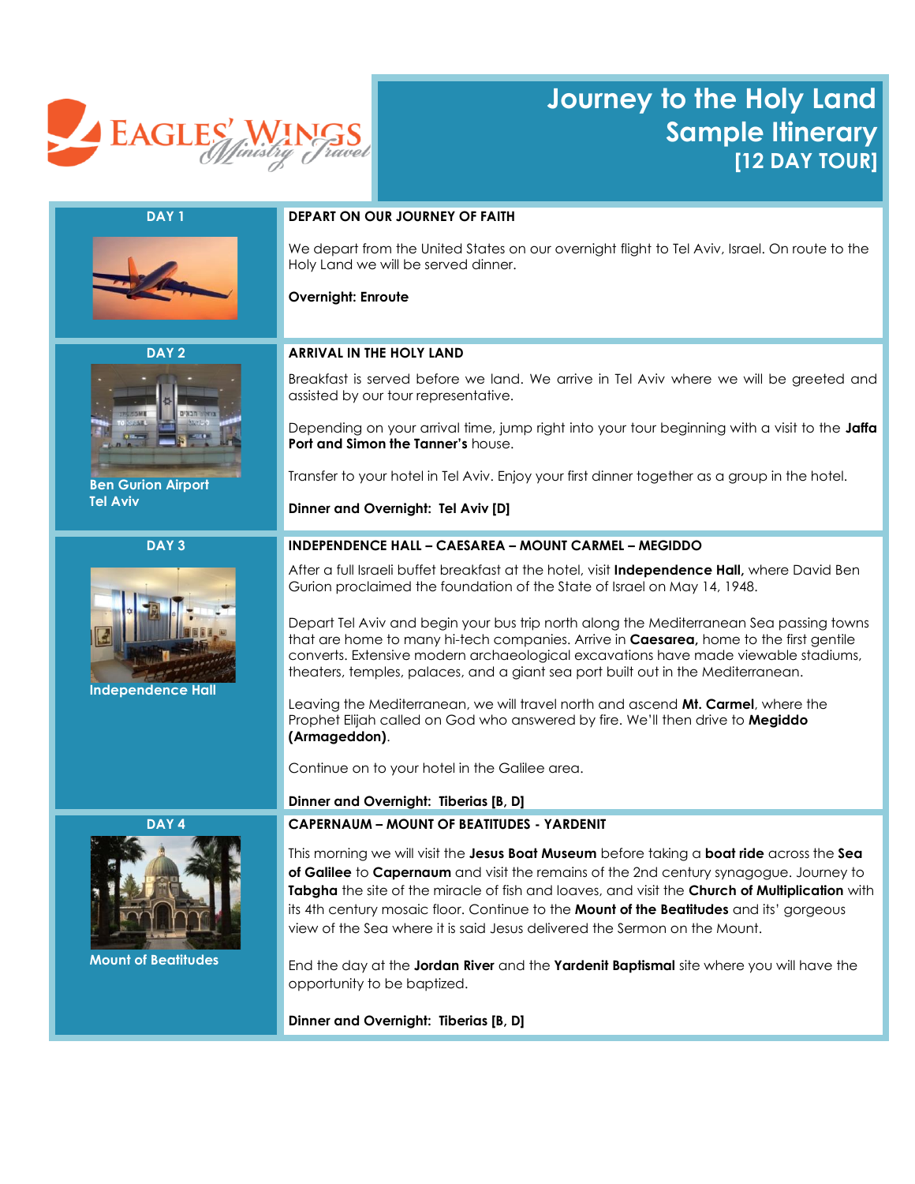# Journey to the Holy Land
## Sample Itinerary
### [12 DAY TOUR]

## DAY 1

### DEPART ON OUR JOURNEY OF FAITH

We depart from the United States on our overnight flight to Tel Aviv, Israel. On route to the Holy Land we will be served dinner.

**Overnight: Enroute**

## DAY 2

Ben Gurion Airport
Tel Aviv

### ARRIVAL IN THE HOLY LAND

Breakfast is served before we land. We arrive in Tel Aviv where we will be greeted and assisted by our tour representative.

Depending on your arrival time, jump right into your tour beginning with a visit to the **Jaffa Port and Simon the Tanner's** house.

Transfer to your hotel in Tel Aviv. Enjoy your first dinner together as a group in the hotel.

**Dinner and Overnight: Tel Aviv [D]**

## DAY 3

Independence Hall

### INDEPENDENCE HALL – CAESAREA – MOUNT CARMEL – MEGIDDO

After a full Israeli buffet breakfast at the hotel, visit **Independence Hall,** where David Ben Gurion proclaimed the foundation of the State of Israel on May 14, 1948.

Depart Tel Aviv and begin your bus trip north along the Mediterranean Sea passing towns that are home to many hi-tech companies. Arrive in **Caesarea,** home to the first gentile converts. Extensive modern archaeological excavations have made viewable stadiums, theaters, temples, palaces, and a giant sea port built out in the Mediterranean.

Leaving the Mediterranean, we will travel north and ascend **Mt. Carmel**, where the Prophet Elijah called on God who answered by fire. We'll then drive to **Megiddo (Armageddon)**.

Continue on to your hotel in the Galilee area.

**Dinner and Overnight: Tiberias [B, D]**

## DAY 4

Mount of Beatitudes

### CAPERNAUM – MOUNT OF BEATITUDES - YARDENIT

This morning we will visit the **Jesus Boat Museum** before taking a **boat ride** across the **Sea of Galilee** to **Capernaum** and visit the remains of the 2nd century synagogue. Journey to **Tabgha** the site of the miracle of fish and loaves, and visit the **Church of Multiplication** with its 4th century mosaic floor. Continue to the **Mount of the Beatitudes** and its' gorgeous view of the Sea where it is said Jesus delivered the Sermon on the Mount.

End the day at the **Jordan River** and the **Yardenit Baptismal** site where you will have the opportunity to be baptized.

**Dinner and Overnight: Tiberias [B, D]**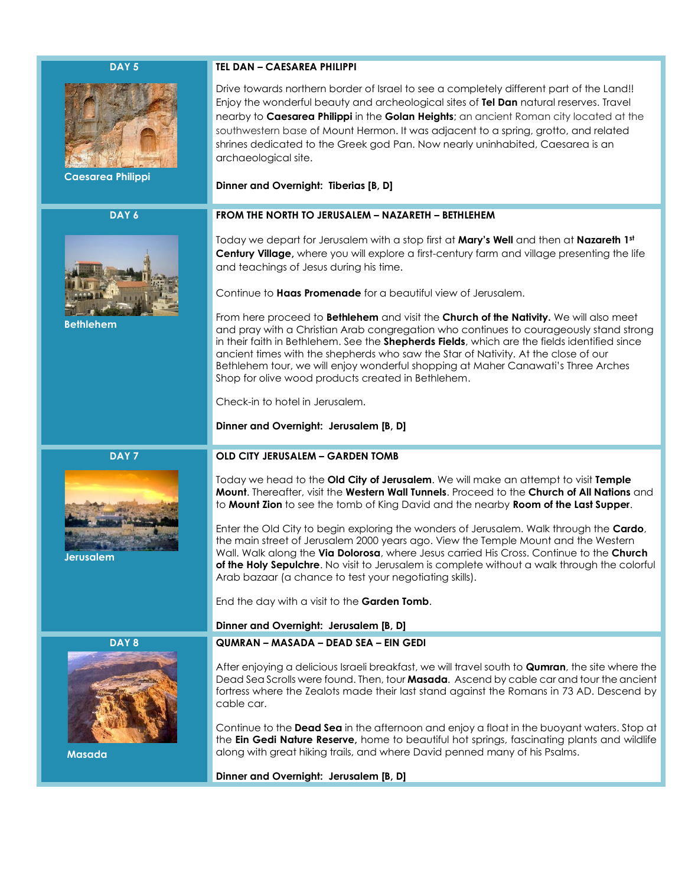## DAY 5

Caesarea Philippi

### TEL DAN – CAESAREA PHILIPPI

Drive towards northern border of Israel to see a completely different part of the Land!! Enjoy the wonderful beauty and archeological sites of **Tel Dan** natural reserves. Travel nearby to **Caesarea Philippi** in the **Golan Heights**; an ancient Roman city located at the southwestern base of Mount Hermon. It was adjacent to a spring, grotto, and related shrines dedicated to the Greek god Pan. Now nearly uninhabited, Caesarea is an archaeological site.

**Dinner and Overnight: Tiberias [B, D]**

## DAY 6

Bethlehem

### FROM THE NORTH TO JERUSALEM – NAZARETH – BETHLEHEM

Today we depart for Jerusalem with a stop first at **Mary's Well** and then at **Nazareth 1st Century Village,** where you will explore a first-century farm and village presenting the life and teachings of Jesus during his time.

Continue to **Haas Promenade** for a beautiful view of Jerusalem.

From here proceed to **Bethlehem** and visit the **Church of the Nativity.** We will also meet and pray with a Christian Arab congregation who continues to courageously stand strong in their faith in Bethlehem. See the **Shepherds Fields**, which are the fields identified since ancient times with the shepherds who saw the Star of Nativity. At the close of our Bethlehem tour, we will enjoy wonderful shopping at Maher Canawati's Three Arches Shop for olive wood products created in Bethlehem.

Check-in to hotel in Jerusalem.

**Dinner and Overnight: Jerusalem [B, D]**

## DAY 7

Jerusalem

### OLD CITY JERUSALEM – GARDEN TOMB

Today we head to the **Old City of Jerusalem**. We will make an attempt to visit **Temple Mount**. Thereafter, visit the **Western Wall Tunnels**. Proceed to the **Church of All Nations** and to **Mount Zion** to see the tomb of King David and the nearby **Room of the Last Supper**.

Enter the Old City to begin exploring the wonders of Jerusalem. Walk through the **Cardo**, the main street of Jerusalem 2000 years ago. View the Temple Mount and the Western Wall. Walk along the **Via Dolorosa**, where Jesus carried His Cross. Continue to the **Church of the Holy Sepulchre**. No visit to Jerusalem is complete without a walk through the colorful Arab bazaar (a chance to test your negotiating skills).

End the day with a visit to the **Garden Tomb**.

**Dinner and Overnight: Jerusalem [B, D]**

## DAY 8

Masada

### QUMRAN – MASADA – DEAD SEA – EIN GEDI

After enjoying a delicious Israeli breakfast, we will travel south to **Qumran**, the site where the Dead Sea Scrolls were found. Then, tour **Masada**. Ascend by cable car and tour the ancient fortress where the Zealots made their last stand against the Romans in 73 AD. Descend by cable car.

Continue to the **Dead Sea** in the afternoon and enjoy a float in the buoyant waters. Stop at the **Ein Gedi Nature Reserve,** home to beautiful hot springs, fascinating plants and wildlife along with great hiking trails, and where David penned many of his Psalms.

**Dinner and Overnight: Jerusalem [B, D]**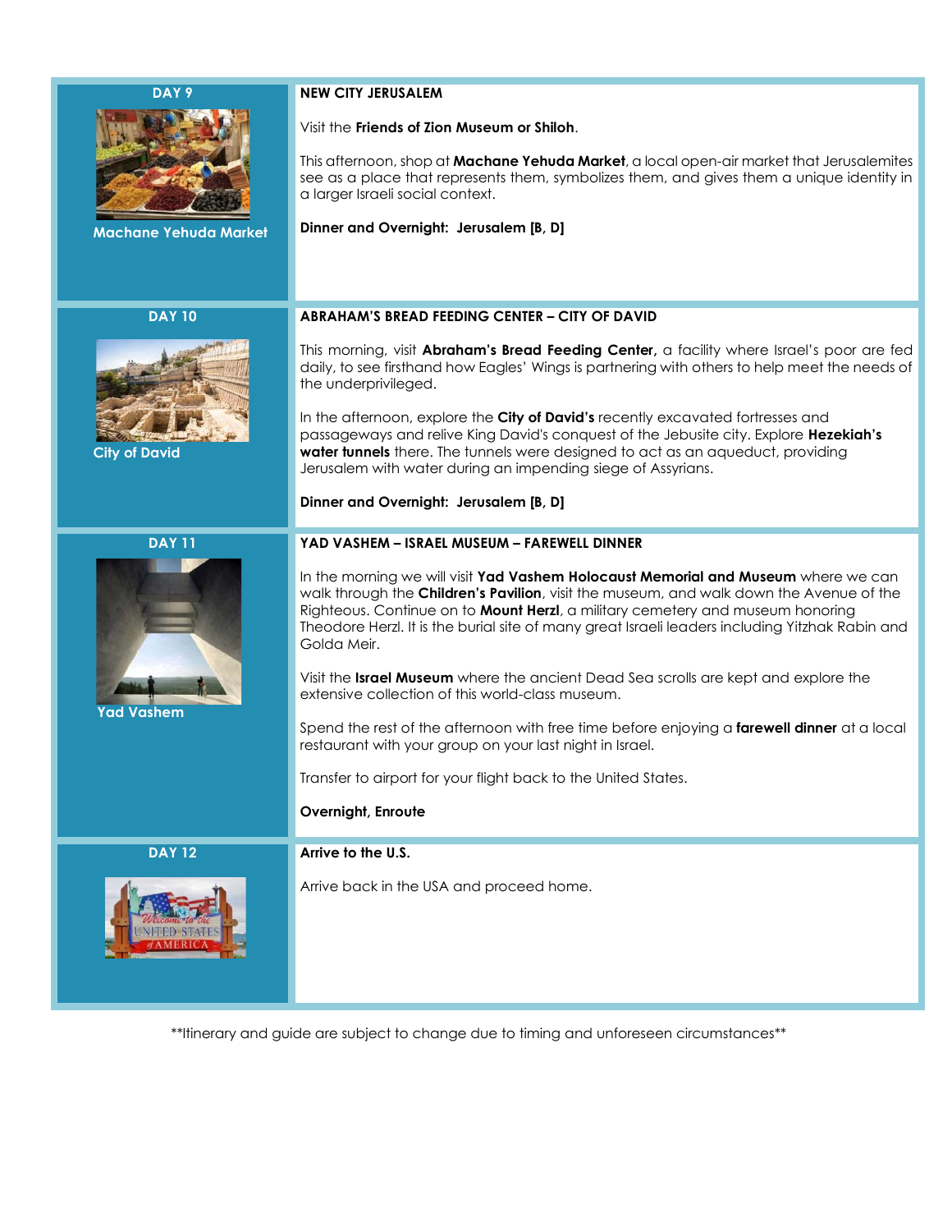## DAY 9

Machane Yehuda Market

### NEW CITY JERUSALEM

Visit the **Friends of Zion Museum or Shiloh**.

This afternoon, shop at **Machane Yehuda Market**, a local open-air market that Jerusalemites see as a place that represents them, symbolizes them, and gives them a unique identity in a larger Israeli social context.

**Dinner and Overnight: Jerusalem [B, D]**

## DAY 10

City of David

### ABRAHAM'S BREAD FEEDING CENTER – CITY OF DAVID

This morning, visit **Abraham's Bread Feeding Center,** a facility where Israel's poor are fed daily, to see firsthand how Eagles' Wings is partnering with others to help meet the needs of the underprivileged.

In the afternoon, explore the **City of David's** recently excavated fortresses and passageways and relive King David's conquest of the Jebusite city. Explore **Hezekiah's water tunnels** there. The tunnels were designed to act as an aqueduct, providing Jerusalem with water during an impending siege of Assyrians.

**Dinner and Overnight: Jerusalem [B, D]**

## DAY 11

Yad Vashem

### YAD VASHEM – ISRAEL MUSEUM – FAREWELL DINNER

In the morning we will visit **Yad Vashem Holocaust Memorial and Museum** where we can walk through the **Children's Pavilion**, visit the museum, and walk down the Avenue of the Righteous. Continue on to **Mount Herzl**, a military cemetery and museum honoring Theodore Herzl. It is the burial site of many great Israeli leaders including Yitzhak Rabin and Golda Meir.

Visit the **Israel Museum** where the ancient Dead Sea scrolls are kept and explore the extensive collection of this world-class museum.

Spend the rest of the afternoon with free time before enjoying a **farewell dinner** at a local restaurant with your group on your last night in Israel.

Transfer to airport for your flight back to the United States.

**Overnight, Enroute**

## DAY 12

### Arrive to the U.S.

Arrive back in the USA and proceed home.

**Itinerary and guide are subject to change due to timing and unforeseen circumstances**